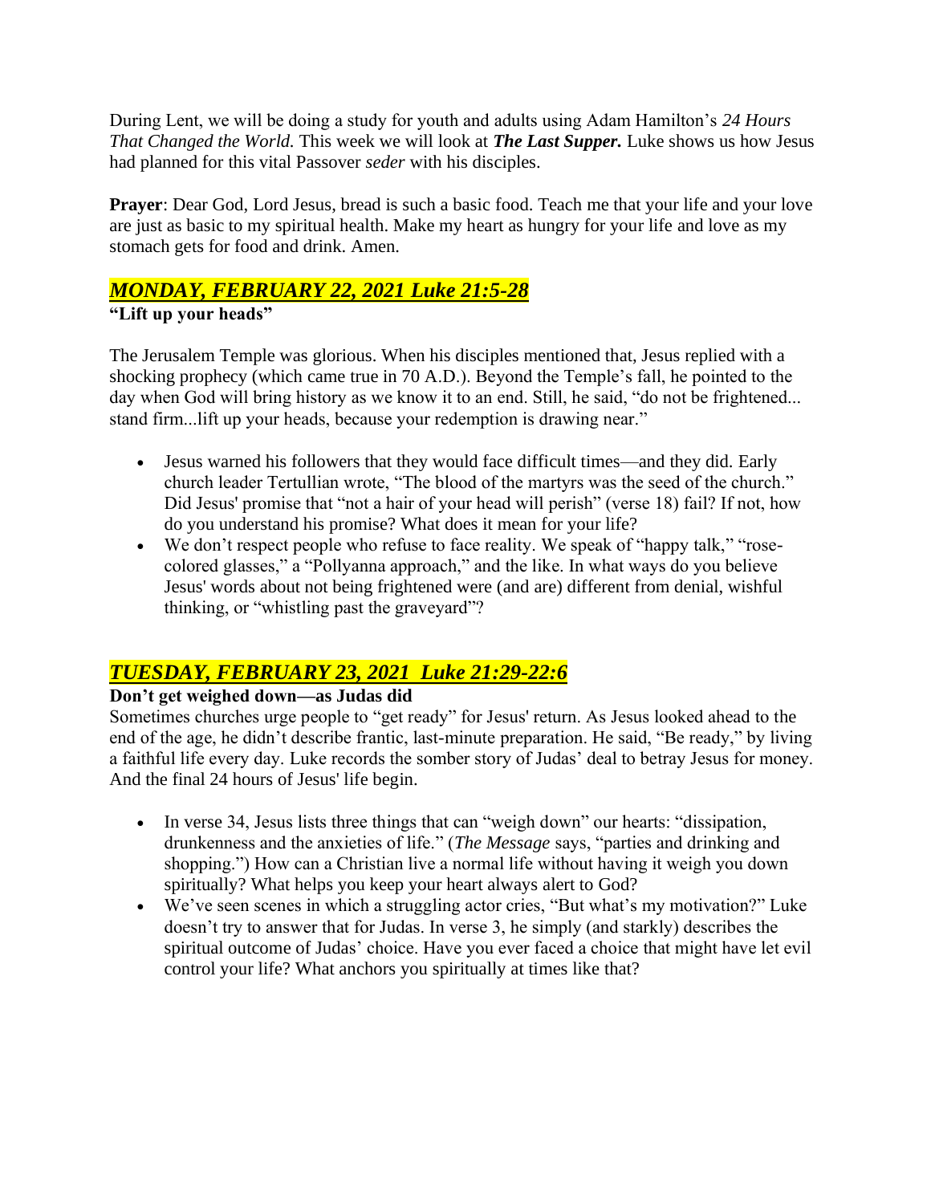During Lent, we will be doing a study for youth and adults using Adam Hamilton's *24 Hours That Changed the World.* This week we will look at ***The Last Supper.*** Luke shows us how Jesus had planned for this vital Passover *seder* with his disciples.

**Prayer**: Dear God, Lord Jesus, bread is such a basic food. Teach me that your life and your love are just as basic to my spiritual health. Make my heart as hungry for your life and love as my stomach gets for food and drink. Amen.

## *MONDAY, FEBRUARY 22, 2021 Luke 21:5-28*

**"Lift up your heads"**

The Jerusalem Temple was glorious. When his disciples mentioned that, Jesus replied with a shocking prophecy (which came true in 70 A.D.). Beyond the Temple's fall, he pointed to the day when God will bring history as we know it to an end. Still, he said, "do not be frightened... stand firm...lift up your heads, because your redemption is drawing near."

- Jesus warned his followers that they would face difficult times—and they did. Early church leader Tertullian wrote, "The blood of the martyrs was the seed of the church." Did Jesus' promise that "not a hair of your head will perish" (verse 18) fail? If not, how do you understand his promise? What does it mean for your life?
- We don't respect people who refuse to face reality. We speak of "happy talk," "rose-colored glasses," a "Pollyanna approach," and the like. In what ways do you believe Jesus' words about not being frightened were (and are) different from denial, wishful thinking, or "whistling past the graveyard"?

## *TUESDAY, FEBRUARY 23, 2021 Luke 21:29-22:6*

**Don't get weighed down—as Judas did**

Sometimes churches urge people to "get ready" for Jesus' return. As Jesus looked ahead to the end of the age, he didn't describe frantic, last-minute preparation. He said, "Be ready," by living a faithful life every day. Luke records the somber story of Judas' deal to betray Jesus for money. And the final 24 hours of Jesus' life begin.

- In verse 34, Jesus lists three things that can "weigh down" our hearts: "dissipation, drunkenness and the anxieties of life." (*The Message* says, "parties and drinking and shopping.") How can a Christian live a normal life without having it weigh you down spiritually? What helps you keep your heart always alert to God?
- We've seen scenes in which a struggling actor cries, "But what's my motivation?" Luke doesn't try to answer that for Judas. In verse 3, he simply (and starkly) describes the spiritual outcome of Judas' choice. Have you ever faced a choice that might have let evil control your life? What anchors you spiritually at times like that?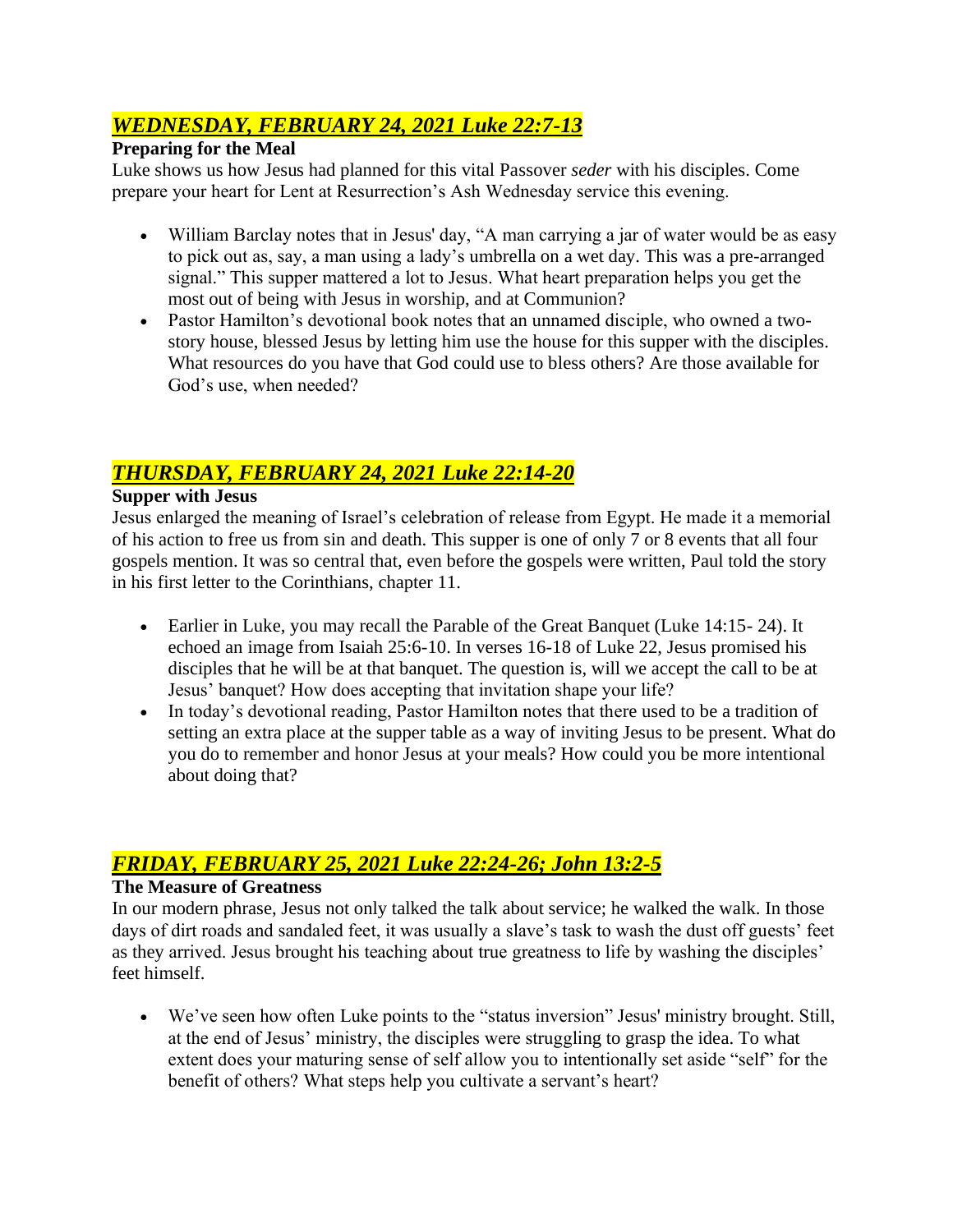## ***WEDNESDAY, FEBRUARY 24, 2021 Luke 22:7-13***

**Preparing for the Meal**

Luke shows us how Jesus had planned for this vital Passover *seder* with his disciples. Come prepare your heart for Lent at Resurrection's Ash Wednesday service this evening.

- William Barclay notes that in Jesus' day, "A man carrying a jar of water would be as easy to pick out as, say, a man using a lady's umbrella on a wet day. This was a pre-arranged signal." This supper mattered a lot to Jesus. What heart preparation helps you get the most out of being with Jesus in worship, and at Communion?
- Pastor Hamilton's devotional book notes that an unnamed disciple, who owned a two-story house, blessed Jesus by letting him use the house for this supper with the disciples. What resources do you have that God could use to bless others? Are those available for God's use, when needed?

## ***THURSDAY, FEBRUARY 24, 2021 Luke 22:14-20***

**Supper with Jesus**

Jesus enlarged the meaning of Israel's celebration of release from Egypt. He made it a memorial of his action to free us from sin and death. This supper is one of only 7 or 8 events that all four gospels mention. It was so central that, even before the gospels were written, Paul told the story in his first letter to the Corinthians, chapter 11.

- Earlier in Luke, you may recall the Parable of the Great Banquet (Luke 14:15- 24). It echoed an image from Isaiah 25:6-10. In verses 16-18 of Luke 22, Jesus promised his disciples that he will be at that banquet. The question is, will we accept the call to be at Jesus' banquet? How does accepting that invitation shape your life?
- In today's devotional reading, Pastor Hamilton notes that there used to be a tradition of setting an extra place at the supper table as a way of inviting Jesus to be present. What do you do to remember and honor Jesus at your meals? How could you be more intentional about doing that?

## ***FRIDAY, FEBRUARY 25, 2021 Luke 22:24-26; John 13:2-5***

**The Measure of Greatness**

In our modern phrase, Jesus not only talked the talk about service; he walked the walk. In those days of dirt roads and sandaled feet, it was usually a slave's task to wash the dust off guests' feet as they arrived. Jesus brought his teaching about true greatness to life by washing the disciples' feet himself.

- We've seen how often Luke points to the "status inversion" Jesus' ministry brought. Still, at the end of Jesus' ministry, the disciples were struggling to grasp the idea. To what extent does your maturing sense of self allow you to intentionally set aside "self" for the benefit of others? What steps help you cultivate a servant's heart?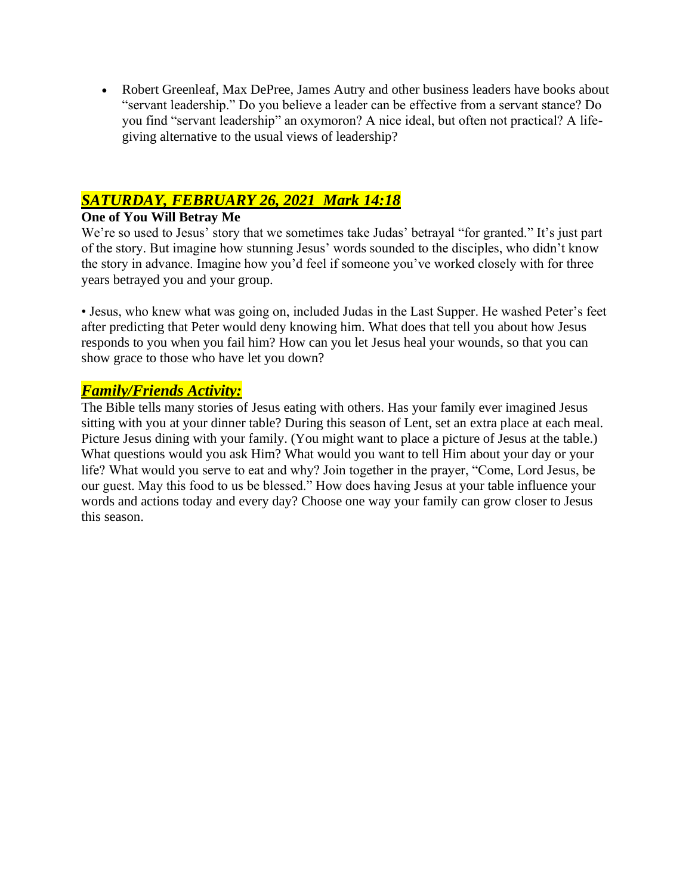- Robert Greenleaf, Max DePree, James Autry and other business leaders have books about "servant leadership." Do you believe a leader can be effective from a servant stance? Do you find "servant leadership" an oxymoron? A nice ideal, but often not practical? A life-giving alternative to the usual views of leadership?

## ***SATURDAY, FEBRUARY 26, 2021 Mark 14:18***

**One of You Will Betray Me**

We're so used to Jesus' story that we sometimes take Judas' betrayal "for granted." It's just part of the story. But imagine how stunning Jesus' words sounded to the disciples, who didn't know the story in advance. Imagine how you'd feel if someone you've worked closely with for three years betrayed you and your group.

• Jesus, who knew what was going on, included Judas in the Last Supper. He washed Peter's feet after predicting that Peter would deny knowing him. What does that tell you about how Jesus responds to you when you fail him? How can you let Jesus heal your wounds, so that you can show grace to those who have let you down?

## ***Family/Friends Activity:***

The Bible tells many stories of Jesus eating with others. Has your family ever imagined Jesus sitting with you at your dinner table? During this season of Lent, set an extra place at each meal. Picture Jesus dining with your family. (You might want to place a picture of Jesus at the table.) What questions would you ask Him? What would you want to tell Him about your day or your life? What would you serve to eat and why? Join together in the prayer, "Come, Lord Jesus, be our guest. May this food to us be blessed." How does having Jesus at your table influence your words and actions today and every day? Choose one way your family can grow closer to Jesus this season.